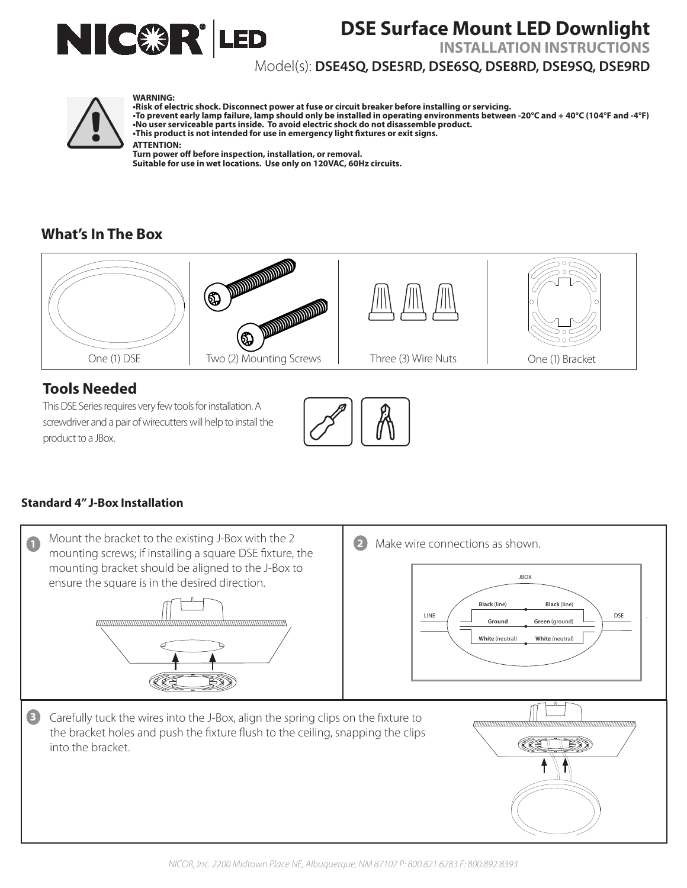# DSE Surface Mount LED Downlight

## INSTALLATION INSTRUCTIONS

Model(s): **DSE4SQ, DSE5RD, DSE6SQ, DSE8RD, DSE9SQ, DSE9RD**

**WARNING:**
**•Risk of electric shock. Disconnect power at fuse or circuit breaker before installing or servicing.**
**•To prevent early lamp failure, lamp should only be installed in operating environments between -20°C and + 40°C (104°F and -4°F)**
**•No user serviceable parts inside. To avoid electric shock do not disassemble product.**
**•This product is not intended for use in emergency light fixtures or exit signs.**

**ATTENTION:**
**Turn power off before inspection, installation, or removal.**
**Suitable for use in wet locations. Use only on 120VAC, 60Hz circuits.**

## What's In The Box

| One (1) DSE | Two (2) Mounting Screws | Three (3) Wire Nuts | One (1) Bracket |
|---|---|---|---|

## Tools Needed

This DSE Series requires very few tools for installation. A screwdriver and a pair of wirecutters will help to install the product to a JBox.

### Standard 4" J-Box Installation

1. Mount the bracket to the existing J-Box with the 2 mounting screws; if installing a square DSE fixture, the mounting bracket should be aligned to the J-Box to ensure the square is in the desired direction.

2. Make wire connections as shown.

| LINE | | DSE |
|---|---|---|
| **Black** (line) | • | **Black** (line) |
| **Ground** | • | **Green** (ground) |
| **White** (neutral) | • | **White** (neutral) |

3. Carefully tuck the wires into the J-Box, align the spring clips on the fixture to the bracket holes and push the fixture flush to the ceiling, snapping the clips into the bracket.

*NICOR, Inc. 2200 Midtown Place NE, Albuquerque, NM 87107 P: 800.821.6283 F: 800.892.8393*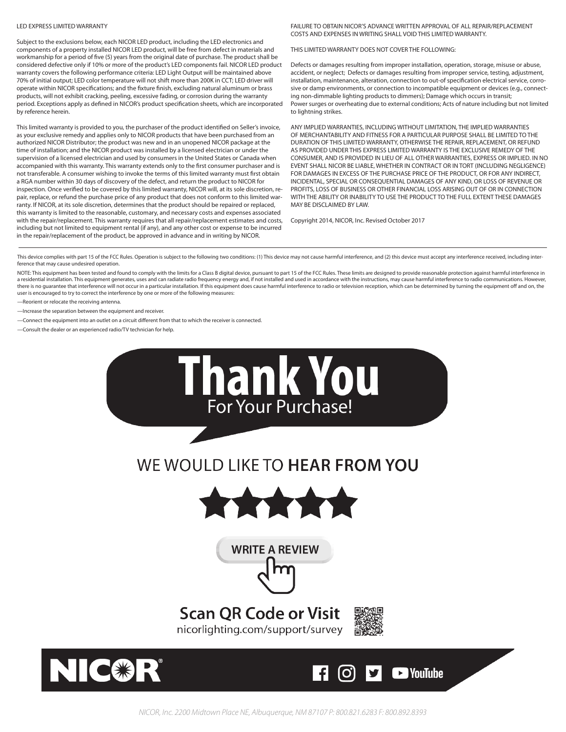LED EXPRESS LIMITED WARRANTY

Subject to the exclusions below, each NICOR LED product, including the LED electronics and components of a property installed NICOR LED product, will be free from defect in materials and workmanship for a period of five (5) years from the original date of purchase. The product shall be considered defective only if 10% or more of the product's LED components fail. NICOR LED product warranty covers the following performance criteria: LED Light Output will be maintained above 70% of initial output; LED color temperature will not shift more than 200K in CCT; LED driver will operate within NICOR specifications; and the fixture finish, excluding natural aluminum or brass products, will not exhibit cracking, peeling, excessive fading, or corrosion during the warranty period. Exceptions apply as defined in NICOR's product specification sheets, which are incorporated by reference herein.

This limited warranty is provided to you, the purchaser of the product identified on Seller's invoice, as your exclusive remedy and applies only to NICOR products that have been purchased from an authorized NICOR Distributor; the product was new and in an unopened NICOR package at the time of installation; and the NICOR product was installed by a licensed electrician or under the supervision of a licensed electrician and used by consumers in the United States or Canada when accompanied with this warranty. This warranty extends only to the first consumer purchaser and is not transferable. A consumer wishing to invoke the terms of this limited warranty must first obtain a RGA number within 30 days of discovery of the defect, and return the product to NICOR for inspection. Once verified to be covered by this limited warranty, NICOR will, at its sole discretion, repair, replace, or refund the purchase price of any product that does not conform to this limited warranty. If NICOR, at its sole discretion, determines that the product should be repaired or replaced, this warranty is limited to the reasonable, customary, and necessary costs and expenses associated with the repair/replacement. This warranty requires that all repair/replacement estimates and costs, including but not limited to equipment rental (if any), and any other cost or expense to be incurred in the repair/replacement of the product, be approved in advance and in writing by NICOR.

FAILURE TO OBTAIN NICOR'S ADVANCE WRITTEN APPROVAL OF ALL REPAIR/REPLACEMENT COSTS AND EXPENSES IN WRITING SHALL VOID THIS LIMITED WARRANTY.

THIS LIMITED WARRANTY DOES NOT COVER THE FOLLOWING:

Defects or damages resulting from improper installation, operation, storage, misuse or abuse, accident, or neglect; Defects or damages resulting from improper service, testing, adjustment, installation, maintenance, alteration, connection to out-of specification electrical service, corrosive or damp environments, or connection to incompatible equipment or devices (e.g., connecting non-dimmable lighting products to dimmers); Damage which occurs in transit; Power surges or overheating due to external conditions; Acts of nature including but not limited to lightning strikes.

ANY IMPLIED WARRANTIES, INCLUDING WITHOUT LIMITATION, THE IMPLIED WARRANTIES OF MERCHANTABILITY AND FITNESS FOR A PARTICULAR PURPOSE SHALL BE LIMITED TO THE DURATION OF THIS LIMITED WARRANTY, OTHERWISE THE REPAIR, REPLACEMENT, OR REFUND AS PROVIDED UNDER THIS EXPRESS LIMITED WARRANTY IS THE EXCLUSIVE REMEDY OF THE CONSUMER, AND IS PROVIDED IN LIEU OF ALL OTHER WARRANTIES, EXPRESS OR IMPLIED. IN NO EVENT SHALL NICOR BE LIABLE, WHETHER IN CONTRACT OR IN TORT (INCLUDING NEGLIGENCE) FOR DAMAGES IN EXCESS OF THE PURCHASE PRICE OF THE PRODUCT, OR FOR ANY INDIRECT, INCIDENTAL, SPECIAL OR CONSEQUENTIAL DAMAGES OF ANY KIND, OR LOSS OF REVENUE OR PROFITS, LOSS OF BUSINESS OR OTHER FINANCIAL LOSS ARISING OUT OF OR IN CONNECTION WITH THE ABILITY OR INABILITY TO USE THE PRODUCT TO THE FULL EXTENT THESE DAMAGES MAY BE DISCLAIMED BY LAW.

Copyright 2014, NICOR, Inc. Revised October 2017

This device complies with part 15 of the FCC Rules. Operation is subject to the following two conditions: (1) This device may not cause harmful interference, and (2) this device must accept any interference received, including interference that may cause undesired operation.

NOTE: This equipment has been tested and found to comply with the limits for a Class B digital device, pursuant to part 15 of the FCC Rules. These limits are designed to provide reasonable protection against harmful interference in a residential installation. This equipment generates, uses and can radiate radio frequency energy and, if not installed and used in accordance with the instructions, may cause harmful interference to radio communications. However, there is no guarantee that interference will not occur in a particular installation. If this equipment does cause harmful interference to radio or television reception, which can be determined by turning the equipment off and on, the user is encouraged to try to correct the interference by one or more of the following measures:

—Reorient or relocate the receiving antenna.

—Increase the separation between the equipment and receiver.

—Connect the equipment into an outlet on a circuit different from that to which the receiver is connected.

—Consult the dealer or an experienced radio/TV technician for help.

# Thank You

For Your Purchase!

## WE WOULD LIKE TO **HEAR FROM YOU**

**WRITE A REVIEW**

**Scan QR Code or Visit**

nicorlighting.com/support/survey

NICOR®

YouTube

*NICOR, Inc. 2200 Midtown Place NE, Albuquerque, NM 87107 P: 800.821.6283 F: 800.892.8393*